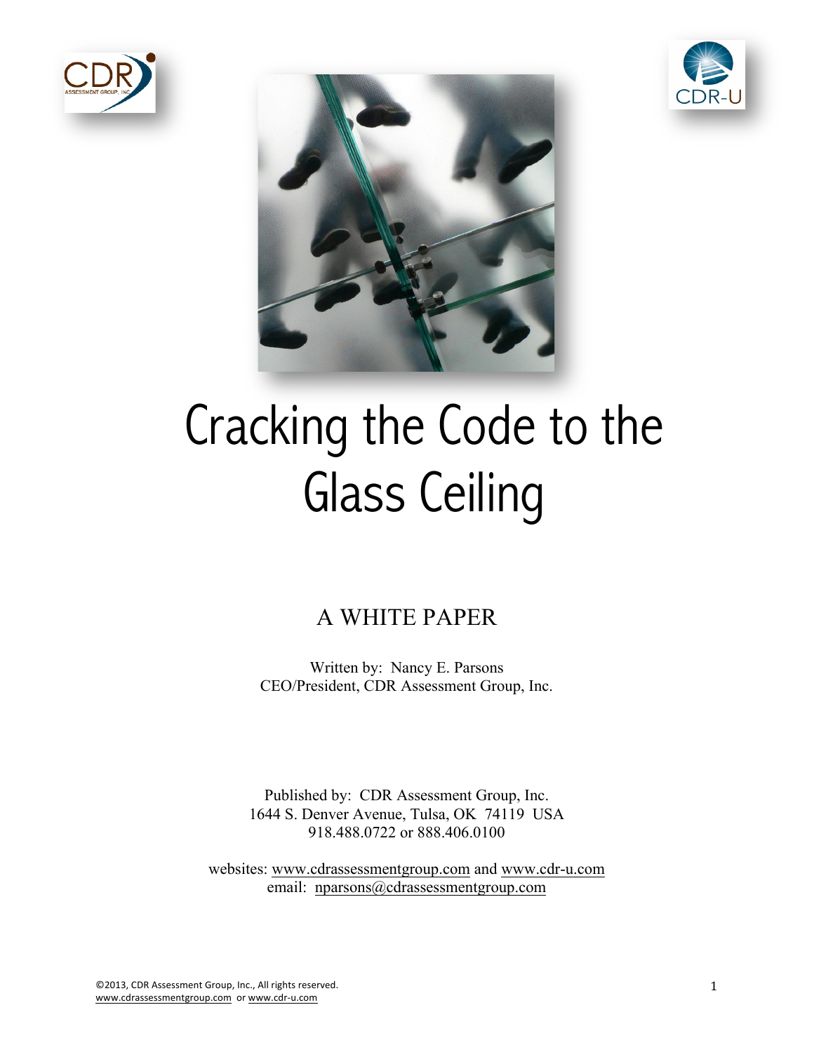# Cracking the Code to the Glass Ceiling

## A WHITE PAPER

Written by: Nancy E. Parsons
CEO/President, CDR Assessment Group, Inc.

Published by: CDR Assessment Group, Inc.
1644 S. Denver Avenue, Tulsa, OK 74119 USA
918.488.0722 or 888.406.0100

websites: www.cdrassessmentgroup.com and www.cdr-u.com
email: nparsons@cdrassessmentgroup.com

©2013, CDR Assessment Group, Inc., All rights reserved.
www.cdrassessmentgroup.com or www.cdr-u.com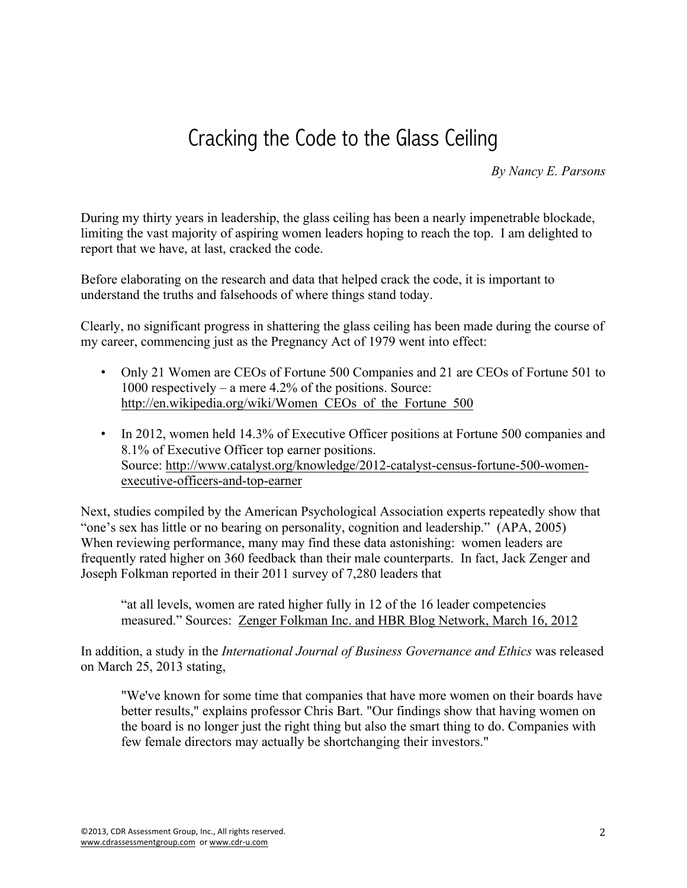# Cracking the Code to the Glass Ceiling

*By Nancy E. Parsons*

During my thirty years in leadership, the glass ceiling has been a nearly impenetrable blockade, limiting the vast majority of aspiring women leaders hoping to reach the top. I am delighted to report that we have, at last, cracked the code.

Before elaborating on the research and data that helped crack the code, it is important to understand the truths and falsehoods of where things stand today.

Clearly, no significant progress in shattering the glass ceiling has been made during the course of my career, commencing just as the Pregnancy Act of 1979 went into effect:

- Only 21 Women are CEOs of Fortune 500 Companies and 21 are CEOs of Fortune 501 to 1000 respectively – a mere 4.2% of the positions. Source: http://en.wikipedia.org/wiki/Women_CEOs_of_the_Fortune_500
- In 2012, women held 14.3% of Executive Officer positions at Fortune 500 companies and 8.1% of Executive Officer top earner positions. Source: http://www.catalyst.org/knowledge/2012-catalyst-census-fortune-500-women-executive-officers-and-top-earner

Next, studies compiled by the American Psychological Association experts repeatedly show that "one's sex has little or no bearing on personality, cognition and leadership." (APA, 2005) When reviewing performance, many may find these data astonishing: women leaders are frequently rated higher on 360 feedback than their male counterparts. In fact, Jack Zenger and Joseph Folkman reported in their 2011 survey of 7,280 leaders that

> "at all levels, women are rated higher fully in 12 of the 16 leader competencies measured." Sources: Zenger Folkman Inc. and HBR Blog Network, March 16, 2012

In addition, a study in the *International Journal of Business Governance and Ethics* was released on March 25, 2013 stating,

> "We've known for some time that companies that have more women on their boards have better results," explains professor Chris Bart. "Our findings show that having women on the board is no longer just the right thing but also the smart thing to do. Companies with few female directors may actually be shortchanging their investors."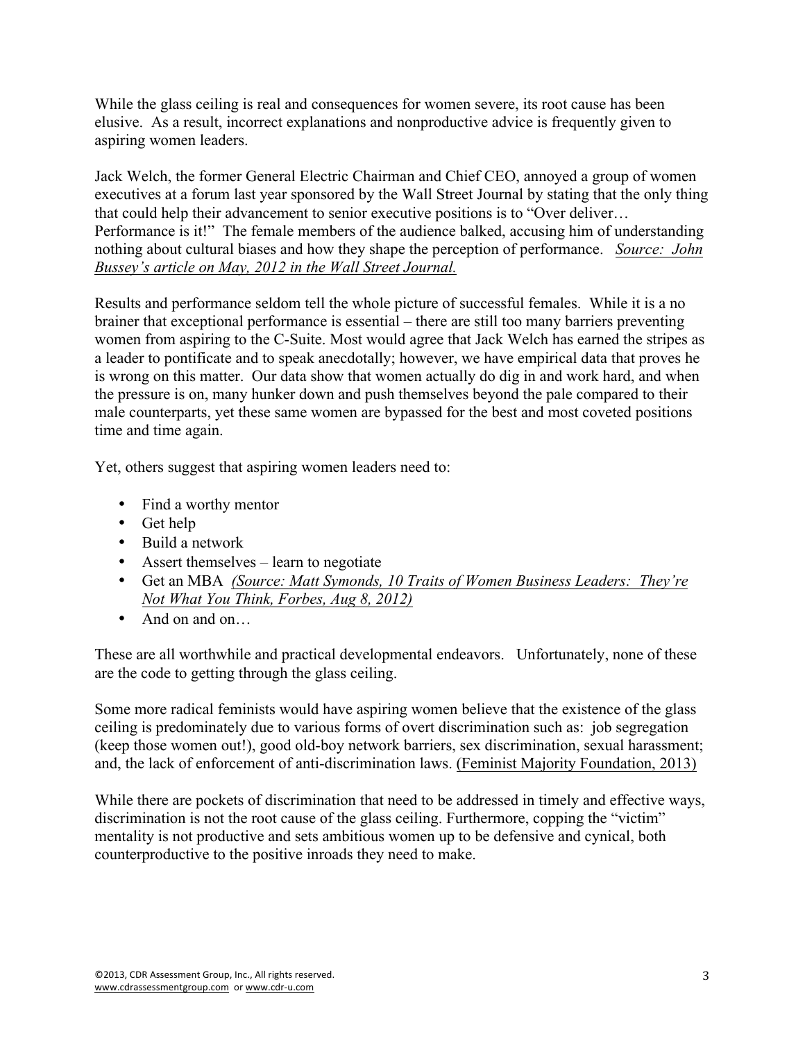While the glass ceiling is real and consequences for women severe, its root cause has been elusive. As a result, incorrect explanations and nonproductive advice is frequently given to aspiring women leaders.

Jack Welch, the former General Electric Chairman and Chief CEO, annoyed a group of women executives at a forum last year sponsored by the Wall Street Journal by stating that the only thing that could help their advancement to senior executive positions is to "Over deliver… Performance is it!" The female members of the audience balked, accusing him of understanding nothing about cultural biases and how they shape the perception of performance. *Source: John Bussey's article on May, 2012 in the Wall Street Journal.*

Results and performance seldom tell the whole picture of successful females. While it is a no brainer that exceptional performance is essential – there are still too many barriers preventing women from aspiring to the C-Suite. Most would agree that Jack Welch has earned the stripes as a leader to pontificate and to speak anecdotally; however, we have empirical data that proves he is wrong on this matter. Our data show that women actually do dig in and work hard, and when the pressure is on, many hunker down and push themselves beyond the pale compared to their male counterparts, yet these same women are bypassed for the best and most coveted positions time and time again.

Yet, others suggest that aspiring women leaders need to:

- Find a worthy mentor
- Get help
- Build a network
- Assert themselves – learn to negotiate
- Get an MBA *(Source: Matt Symonds, 10 Traits of Women Business Leaders: They're Not What You Think, Forbes, Aug 8, 2012)*
- And on and on…

These are all worthwhile and practical developmental endeavors. Unfortunately, none of these are the code to getting through the glass ceiling.

Some more radical feminists would have aspiring women believe that the existence of the glass ceiling is predominately due to various forms of overt discrimination such as: job segregation (keep those women out!), good old-boy network barriers, sex discrimination, sexual harassment; and, the lack of enforcement of anti-discrimination laws. (Feminist Majority Foundation, 2013)

While there are pockets of discrimination that need to be addressed in timely and effective ways, discrimination is not the root cause of the glass ceiling. Furthermore, copping the "victim" mentality is not productive and sets ambitious women up to be defensive and cynical, both counterproductive to the positive inroads they need to make.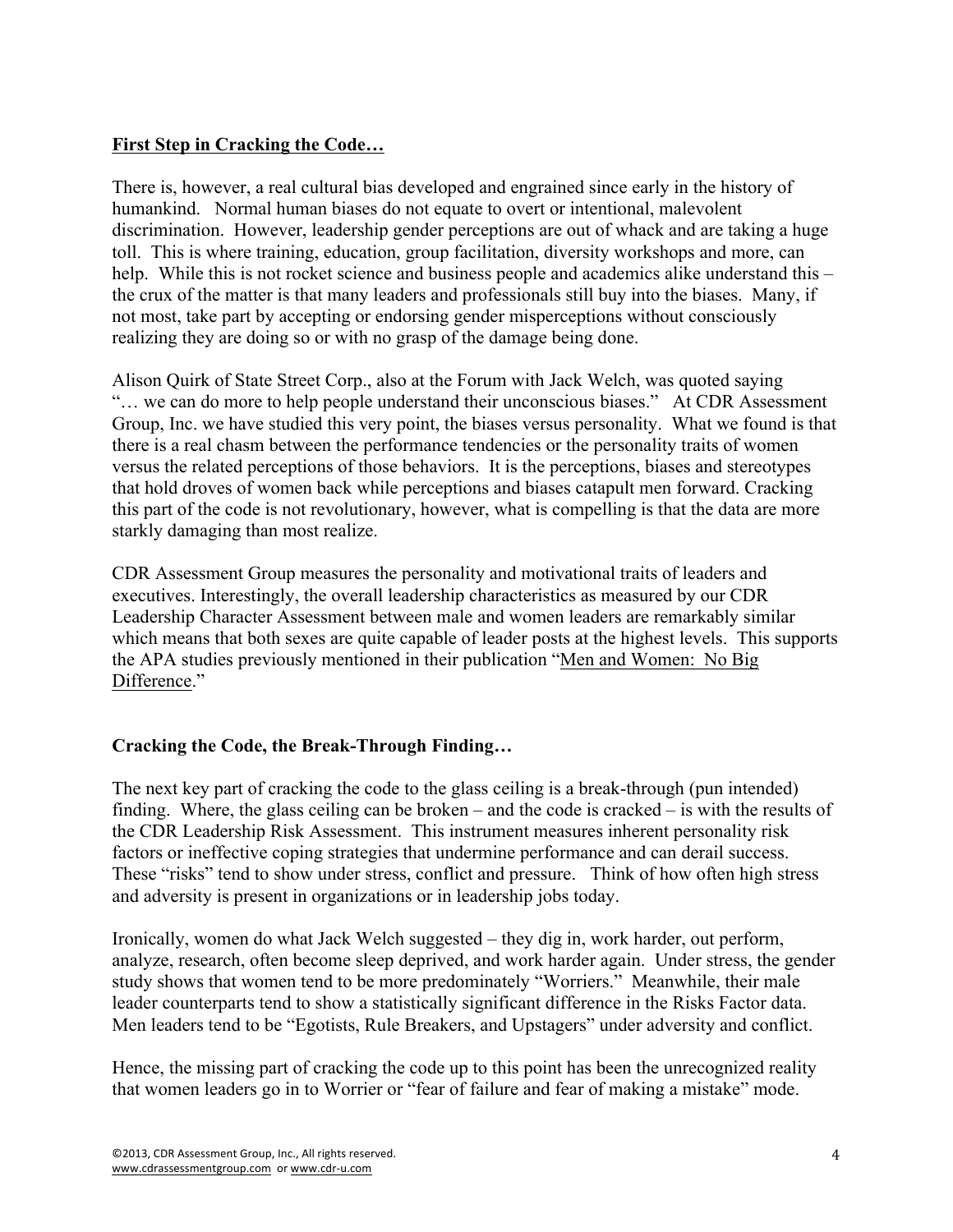**First Step in Cracking the Code…**

There is, however, a real cultural bias developed and engrained since early in the history of humankind. Normal human biases do not equate to overt or intentional, malevolent discrimination. However, leadership gender perceptions are out of whack and are taking a huge toll. This is where training, education, group facilitation, diversity workshops and more, can help. While this is not rocket science and business people and academics alike understand this – the crux of the matter is that many leaders and professionals still buy into the biases. Many, if not most, take part by accepting or endorsing gender misperceptions without consciously realizing they are doing so or with no grasp of the damage being done.

Alison Quirk of State Street Corp., also at the Forum with Jack Welch, was quoted saying "… we can do more to help people understand their unconscious biases." At CDR Assessment Group, Inc. we have studied this very point, the biases versus personality. What we found is that there is a real chasm between the performance tendencies or the personality traits of women versus the related perceptions of those behaviors. It is the perceptions, biases and stereotypes that hold droves of women back while perceptions and biases catapult men forward. Cracking this part of the code is not revolutionary, however, what is compelling is that the data are more starkly damaging than most realize.

CDR Assessment Group measures the personality and motivational traits of leaders and executives. Interestingly, the overall leadership characteristics as measured by our CDR Leadership Character Assessment between male and women leaders are remarkably similar which means that both sexes are quite capable of leader posts at the highest levels. This supports the APA studies previously mentioned in their publication "Men and Women: No Big Difference."

**Cracking the Code, the Break-Through Finding…**

The next key part of cracking the code to the glass ceiling is a break-through (pun intended) finding. Where, the glass ceiling can be broken – and the code is cracked – is with the results of the CDR Leadership Risk Assessment. This instrument measures inherent personality risk factors or ineffective coping strategies that undermine performance and can derail success. These "risks" tend to show under stress, conflict and pressure. Think of how often high stress and adversity is present in organizations or in leadership jobs today.

Ironically, women do what Jack Welch suggested – they dig in, work harder, out perform, analyze, research, often become sleep deprived, and work harder again. Under stress, the gender study shows that women tend to be more predominately "Worriers." Meanwhile, their male leader counterparts tend to show a statistically significant difference in the Risks Factor data. Men leaders tend to be "Egotists, Rule Breakers, and Upstagers" under adversity and conflict.

Hence, the missing part of cracking the code up to this point has been the unrecognized reality that women leaders go in to Worrier or "fear of failure and fear of making a mistake" mode.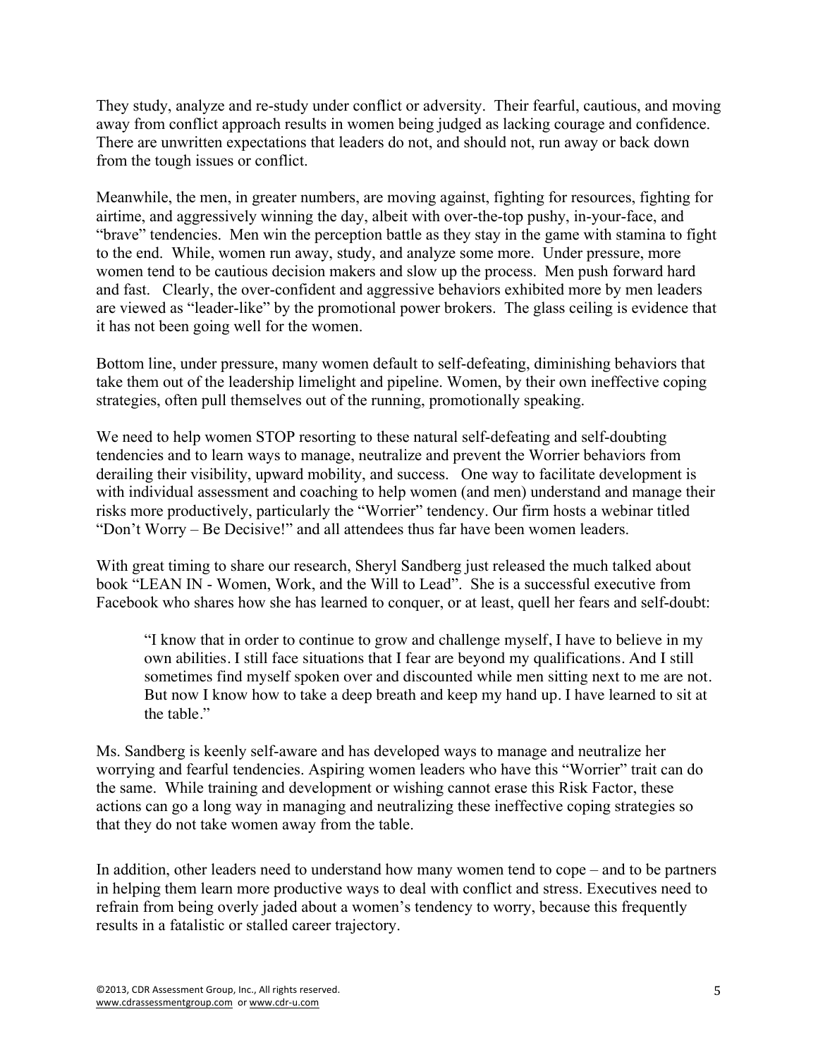They study, analyze and re-study under conflict or adversity. Their fearful, cautious, and moving away from conflict approach results in women being judged as lacking courage and confidence. There are unwritten expectations that leaders do not, and should not, run away or back down from the tough issues or conflict.

Meanwhile, the men, in greater numbers, are moving against, fighting for resources, fighting for airtime, and aggressively winning the day, albeit with over-the-top pushy, in-your-face, and "brave" tendencies. Men win the perception battle as they stay in the game with stamina to fight to the end. While, women run away, study, and analyze some more. Under pressure, more women tend to be cautious decision makers and slow up the process. Men push forward hard and fast. Clearly, the over-confident and aggressive behaviors exhibited more by men leaders are viewed as "leader-like" by the promotional power brokers. The glass ceiling is evidence that it has not been going well for the women.

Bottom line, under pressure, many women default to self-defeating, diminishing behaviors that take them out of the leadership limelight and pipeline. Women, by their own ineffective coping strategies, often pull themselves out of the running, promotionally speaking.

We need to help women STOP resorting to these natural self-defeating and self-doubting tendencies and to learn ways to manage, neutralize and prevent the Worrier behaviors from derailing their visibility, upward mobility, and success. One way to facilitate development is with individual assessment and coaching to help women (and men) understand and manage their risks more productively, particularly the "Worrier" tendency. Our firm hosts a webinar titled "Don't Worry – Be Decisive!" and all attendees thus far have been women leaders.

With great timing to share our research, Sheryl Sandberg just released the much talked about book "LEAN IN - Women, Work, and the Will to Lead". She is a successful executive from Facebook who shares how she has learned to conquer, or at least, quell her fears and self-doubt:

> "I know that in order to continue to grow and challenge myself, I have to believe in my own abilities. I still face situations that I fear are beyond my qualifications. And I still sometimes find myself spoken over and discounted while men sitting next to me are not. But now I know how to take a deep breath and keep my hand up. I have learned to sit at the table."

Ms. Sandberg is keenly self-aware and has developed ways to manage and neutralize her worrying and fearful tendencies. Aspiring women leaders who have this "Worrier" trait can do the same. While training and development or wishing cannot erase this Risk Factor, these actions can go a long way in managing and neutralizing these ineffective coping strategies so that they do not take women away from the table.

In addition, other leaders need to understand how many women tend to cope – and to be partners in helping them learn more productive ways to deal with conflict and stress. Executives need to refrain from being overly jaded about a women's tendency to worry, because this frequently results in a fatalistic or stalled career trajectory.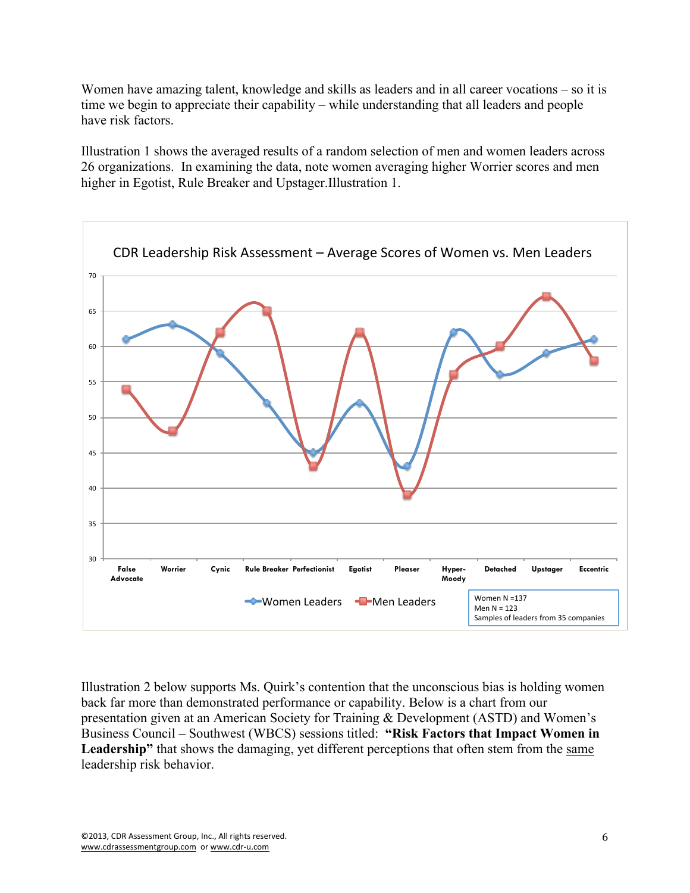Women have amazing talent, knowledge and skills as leaders and in all career vocations – so it is time we begin to appreciate their capability – while understanding that all leaders and people have risk factors.

Illustration 1 shows the averaged results of a random selection of men and women leaders across 26 organizations. In examining the data, note women averaging higher Worrier scores and men higher in Egotist, Rule Breaker and Upstager.Illustration 1.

**CDR Leadership Risk Assessment – Average Scores of Women vs. Men Leaders**

| | False Advocate | Worrier | Cynic | Rule Breaker | Perfectionist | Egotist | Pleaser | Hyper-Moody | Detached | Upstager | Eccentric |
|---|---|---|---|---|---|---|---|---|---|---|---|
| Women Leaders | 61 | 63 | 59 | 52 | 45 | 52 | 43 | 62 | 56 | 59 | 61 |
| Men Leaders | 54 | 48 | 62 | 65 | 43 | 62 | 39 | 56 | 60 | 67 | 58 |

Women N =137
Men N = 123
Samples of leaders from 35 companies

Illustration 2 below supports Ms. Quirk's contention that the unconscious bias is holding women back far more than demonstrated performance or capability. Below is a chart from our presentation given at an American Society for Training & Development (ASTD) and Women's Business Council – Southwest (WBCS) sessions titled: **"Risk Factors that Impact Women in Leadership"** that shows the damaging, yet different perceptions that often stem from the same leadership risk behavior.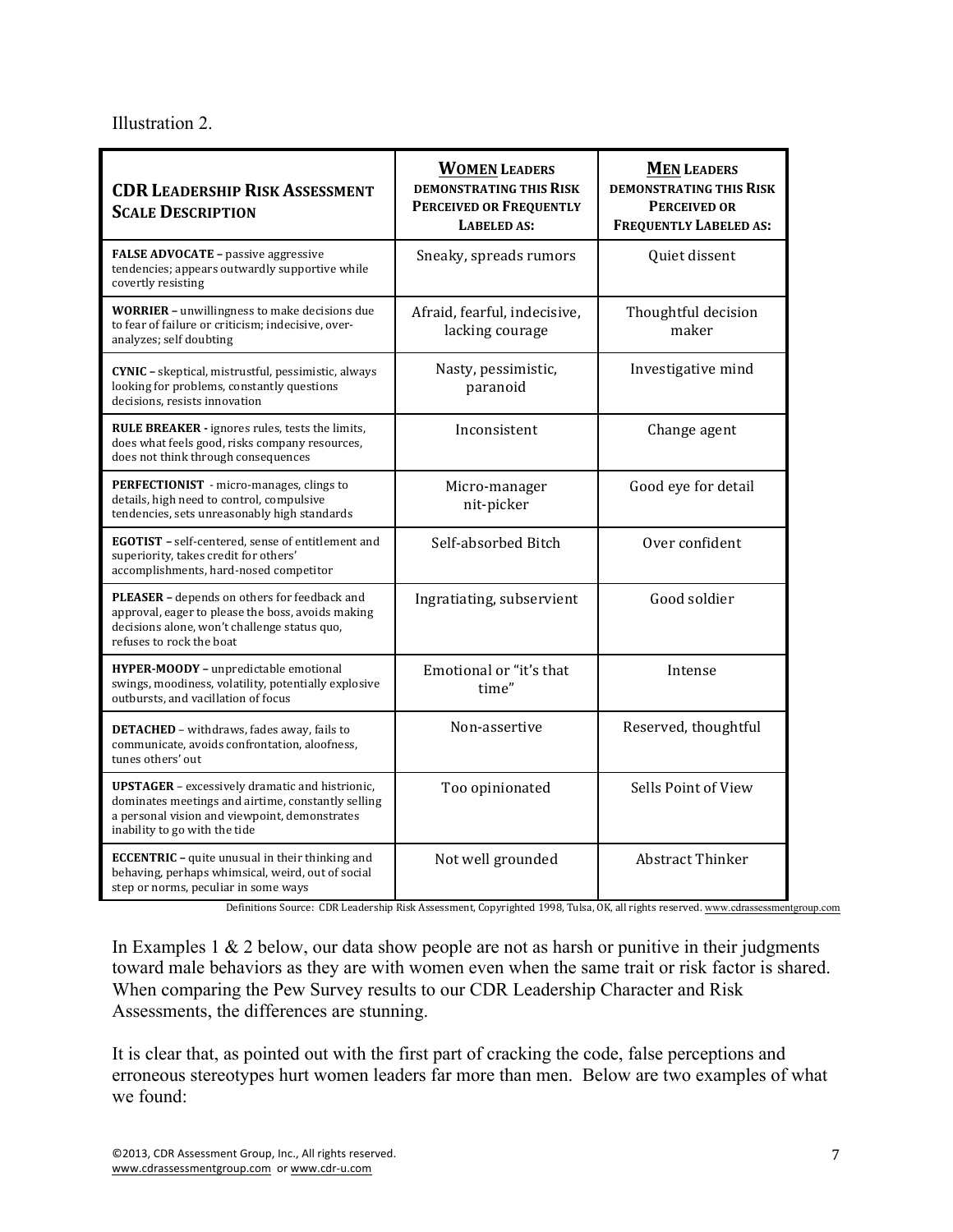Illustration 2.

| **CDR Leadership Risk Assessment Scale Description** | **Women Leaders demonstrating this Risk Perceived or Frequently Labeled as:** | **Men Leaders demonstrating this Risk Perceived or Frequently Labeled as:** |
|---|---|---|
| **FALSE ADVOCATE** – passive aggressive tendencies; appears outwardly supportive while covertly resisting | Sneaky, spreads rumors | Quiet dissent |
| **WORRIER** – unwillingness to make decisions due to fear of failure or criticism; indecisive, over-analyzes; self doubting | Afraid, fearful, indecisive, lacking courage | Thoughtful decision maker |
| **CYNIC** – skeptical, mistrustful, pessimistic, always looking for problems, constantly questions decisions, resists innovation | Nasty, pessimistic, paranoid | Investigative mind |
| **RULE BREAKER** - ignores rules, tests the limits, does what feels good, risks company resources, does not think through consequences | Inconsistent | Change agent |
| **PERFECTIONIST** - micro-manages, clings to details, high need to control, compulsive tendencies, sets unreasonably high standards | Micro-manager nit-picker | Good eye for detail |
| **EGOTIST** – self-centered, sense of entitlement and superiority, takes credit for others' accomplishments, hard-nosed competitor | Self-absorbed Bitch | Over confident |
| **PLEASER** – depends on others for feedback and approval, eager to please the boss, avoids making decisions alone, won't challenge status quo, refuses to rock the boat | Ingratiating, subservient | Good soldier |
| **HYPER-MOODY** – unpredictable emotional swings, moodiness, volatility, potentially explosive outbursts, and vacillation of focus | Emotional or "it's that time" | Intense |
| **DETACHED** – withdraws, fades away, fails to communicate, avoids confrontation, aloofness, tunes others' out | Non-assertive | Reserved, thoughtful |
| **UPSTAGER** – excessively dramatic and histrionic, dominates meetings and airtime, constantly selling a personal vision and viewpoint, demonstrates inability to go with the tide | Too opinionated | Sells Point of View |
| **ECCENTRIC** – quite unusual in their thinking and behaving, perhaps whimsical, weird, out of social step or norms, peculiar in some ways | Not well grounded | Abstract Thinker |

Definitions Source: CDR Leadership Risk Assessment, Copyrighted 1998, Tulsa, OK, all rights reserved. www.cdrassessmentgroup.com

In Examples 1 & 2 below, our data show people are not as harsh or punitive in their judgments toward male behaviors as they are with women even when the same trait or risk factor is shared. When comparing the Pew Survey results to our CDR Leadership Character and Risk Assessments, the differences are stunning.

It is clear that, as pointed out with the first part of cracking the code, false perceptions and erroneous stereotypes hurt women leaders far more than men. Below are two examples of what we found: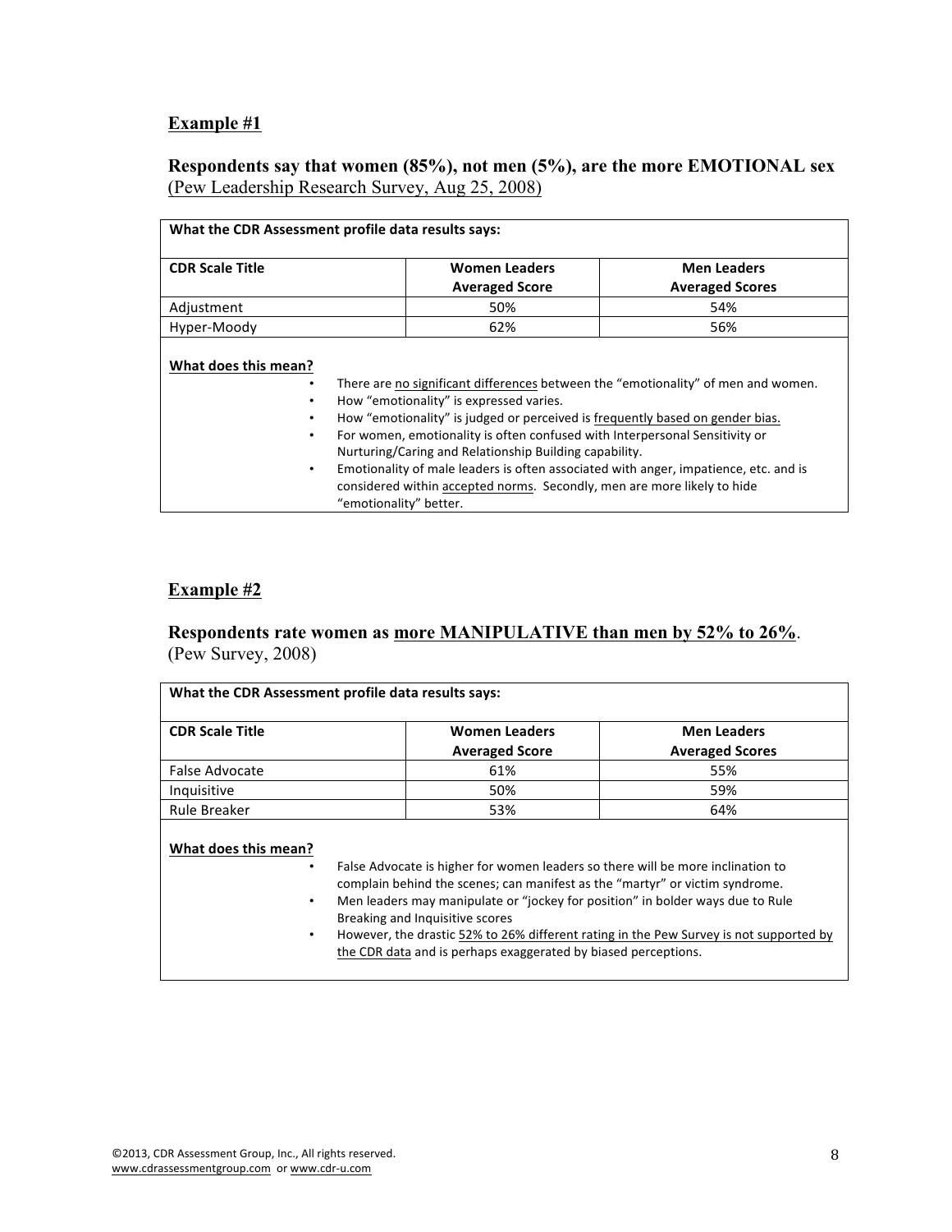**Example #1**

**Respondents say that women (85%), not men (5%), are the more EMOTIONAL sex**
<u>(Pew Leadership Research Survey, Aug 25, 2008)</u>

| **What the CDR Assessment profile data results says:** | | |
|---|---|---|
| **CDR Scale Title** | **Women Leaders Averaged Score** | **Men Leaders Averaged Scores** |
| Adjustment | 50% | 54% |
| Hyper-Moody | 62% | 56% |

**What does this mean?**

- There are <u>no significant differences</u> between the "emotionality" of men and women.
- How "emotionality" is expressed varies.
- How "emotionality" is judged or perceived is <u>frequently based on gender bias.</u>
- For women, emotionality is often confused with Interpersonal Sensitivity or Nurturing/Caring and Relationship Building capability.
- Emotionality of male leaders is often associated with anger, impatience, etc. and is considered within <u>accepted norms</u>. Secondly, men are more likely to hide "emotionality" better.

**Example #2**

**Respondents rate women as <u>more MANIPULATIVE than men by 52% to 26%</u>.**
(Pew Survey, 2008)

| **What the CDR Assessment profile data results says:** | | |
|---|---|---|
| **CDR Scale Title** | **Women Leaders Averaged Score** | **Men Leaders Averaged Scores** |
| False Advocate | 61% | 55% |
| Inquisitive | 50% | 59% |
| Rule Breaker | 53% | 64% |

**What does this mean?**

- False Advocate is higher for women leaders so there will be more inclination to complain behind the scenes; can manifest as the "martyr" or victim syndrome.
- Men leaders may manipulate or "jockey for position" in bolder ways due to Rule Breaking and Inquisitive scores
- However, the drastic <u>52% to 26% different rating in the Pew Survey is not supported by the CDR data</u> and is perhaps exaggerated by biased perceptions.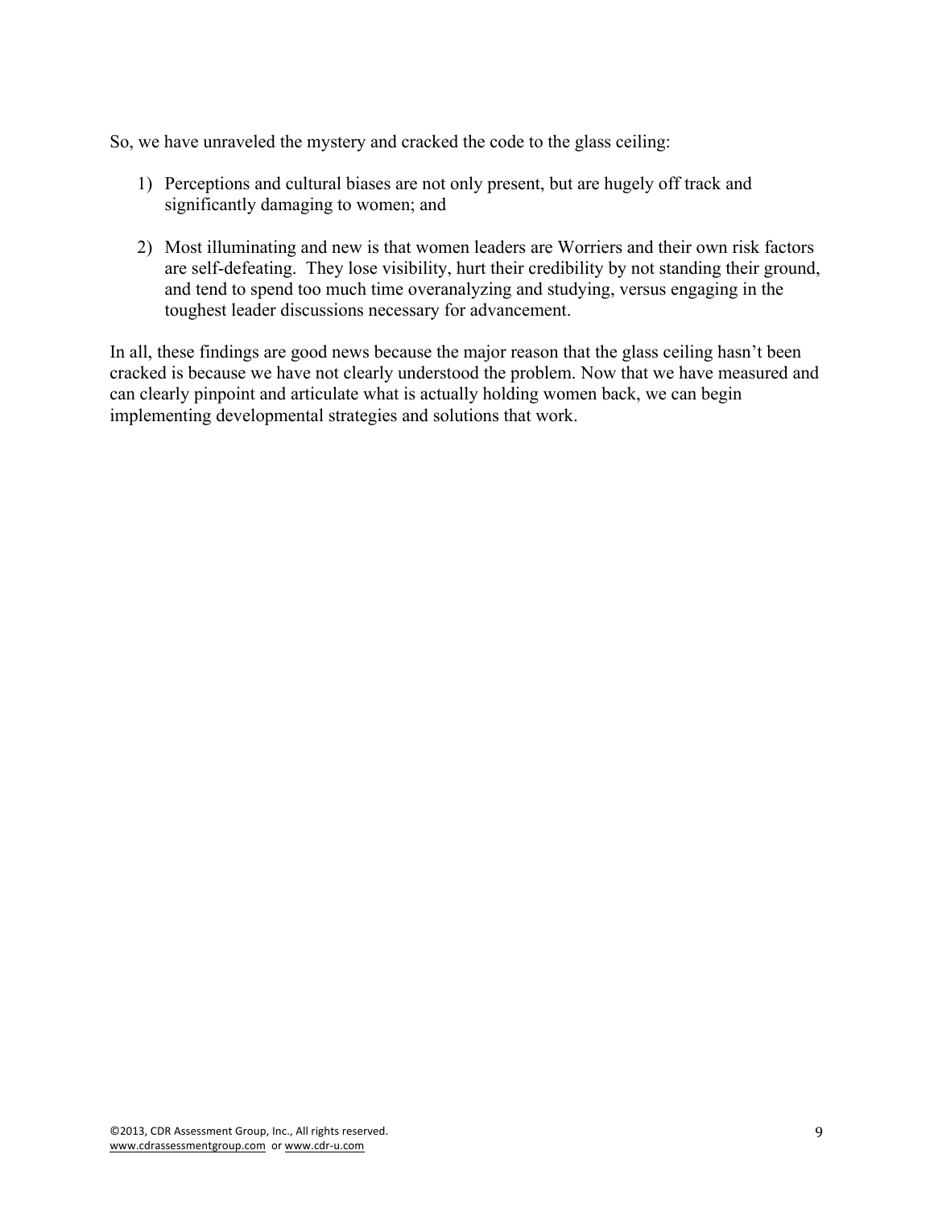So, we have unraveled the mystery and cracked the code to the glass ceiling:

1) Perceptions and cultural biases are not only present, but are hugely off track and significantly damaging to women; and

2) Most illuminating and new is that women leaders are Worriers and their own risk factors are self-defeating. They lose visibility, hurt their credibility by not standing their ground, and tend to spend too much time overanalyzing and studying, versus engaging in the toughest leader discussions necessary for advancement.

In all, these findings are good news because the major reason that the glass ceiling hasn't been cracked is because we have not clearly understood the problem. Now that we have measured and can clearly pinpoint and articulate what is actually holding women back, we can begin implementing developmental strategies and solutions that work.